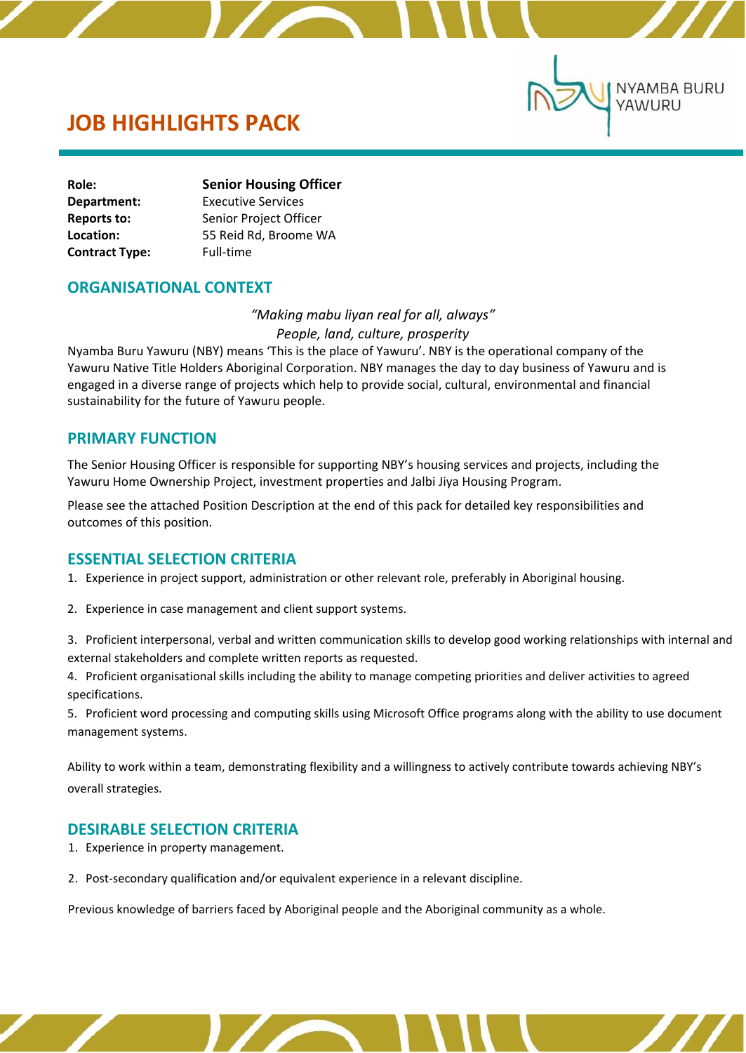NYAMBA BURU YAWURU

# JOB HIGHLIGHTS PACK

| | |
|---|---|
| **Role:** | **Senior Housing Officer** |
| **Department:** | Executive Services |
| **Reports to:** | Senior Project Officer |
| **Location:** | 55 Reid Rd, Broome WA |
| **Contract Type:** | Full-time |

## ORGANISATIONAL CONTEXT

*"Making mabu liyan real for all, always"*
*People, land, culture, prosperity*

Nyamba Buru Yawuru (NBY) means 'This is the place of Yawuru'. NBY is the operational company of the Yawuru Native Title Holders Aboriginal Corporation. NBY manages the day to day business of Yawuru and is engaged in a diverse range of projects which help to provide social, cultural, environmental and financial sustainability for the future of Yawuru people.

## PRIMARY FUNCTION

The Senior Housing Officer is responsible for supporting NBY's housing services and projects, including the Yawuru Home Ownership Project, investment properties and Jalbi Jiya Housing Program.

Please see the attached Position Description at the end of this pack for detailed key responsibilities and outcomes of this position.

## ESSENTIAL SELECTION CRITERIA

1. Experience in project support, administration or other relevant role, preferably in Aboriginal housing.
2. Experience in case management and client support systems.
3. Proficient interpersonal, verbal and written communication skills to develop good working relationships with internal and external stakeholders and complete written reports as requested.
4. Proficient organisational skills including the ability to manage competing priorities and deliver activities to agreed specifications.
5. Proficient word processing and computing skills using Microsoft Office programs along with the ability to use document management systems.

Ability to work within a team, demonstrating flexibility and a willingness to actively contribute towards achieving NBY's overall strategies.

## DESIRABLE SELECTION CRITERIA

1. Experience in property management.
2. Post-secondary qualification and/or equivalent experience in a relevant discipline.

Previous knowledge of barriers faced by Aboriginal people and the Aboriginal community as a whole.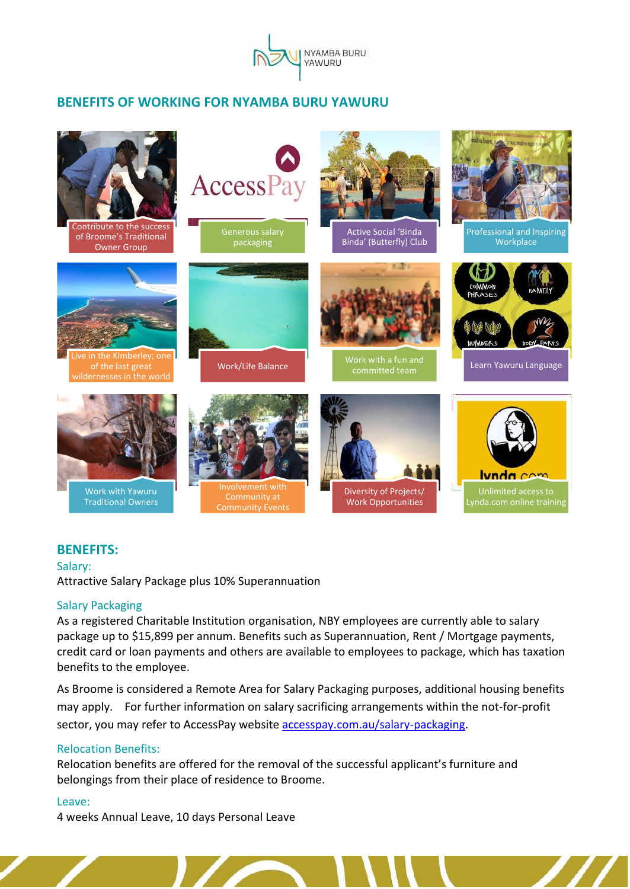NYAMBA BURU YAWURU

## BENEFITS OF WORKING FOR NYAMBA BURU YAWURU

- Contribute to the success of Broome's Traditional Owner Group
- Generous salary packaging
- Active Social 'Binda Binda' (Butterfly) Club
- Professional and Inspiring Workplace
- Live in the Kimberley; one of the last great wildernesses in the world
- Work/Life Balance
- Work with a fun and committed team
- Learn Yawuru Language
- Work with Yawuru Traditional Owners
- Involvement with Community at Community Events
- Diversity of Projects/ Work Opportunities
- Unlimited access to Lynda.com online training

## BENEFITS:

### Salary:

Attractive Salary Package plus 10% Superannuation

### Salary Packaging

As a registered Charitable Institution organisation, NBY employees are currently able to salary package up to $15,899 per annum. Benefits such as Superannuation, Rent / Mortgage payments, credit card or loan payments and others are available to employees to package, which has taxation benefits to the employee.

As Broome is considered a Remote Area for Salary Packaging purposes, additional housing benefits may apply. For further information on salary sacrificing arrangements within the not-for-profit sector, you may refer to AccessPay website accesspay.com.au/salary-packaging.

### Relocation Benefits:

Relocation benefits are offered for the removal of the successful applicant's furniture and belongings from their place of residence to Broome.

### Leave:

4 weeks Annual Leave, 10 days Personal Leave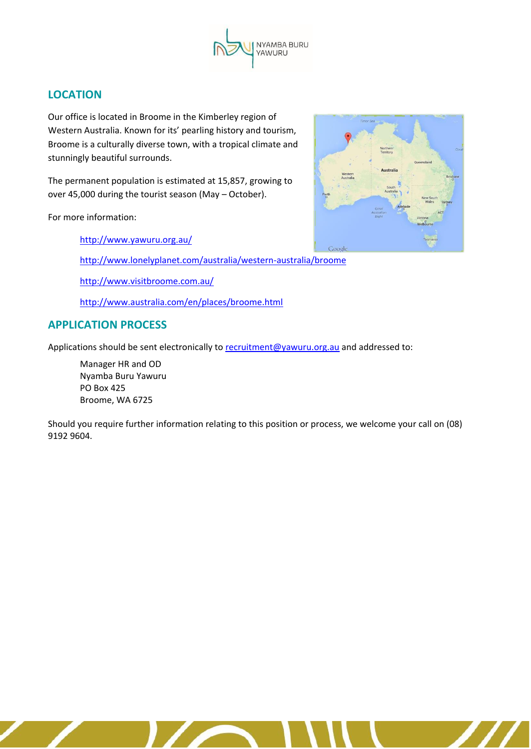## LOCATION

Our office is located in Broome in the Kimberley region of Western Australia. Known for its' pearling history and tourism, Broome is a culturally diverse town, with a tropical climate and stunningly beautiful surrounds.

The permanent population is estimated at 15,857, growing to over 45,000 during the tourist season (May – October).

For more information:

http://www.yawuru.org.au/

http://www.lonelyplanet.com/australia/western-australia/broome

http://www.visitbroome.com.au/

http://www.australia.com/en/places/broome.html

## APPLICATION PROCESS

Applications should be sent electronically to recruitment@yawuru.org.au and addressed to:

Manager HR and OD
Nyamba Buru Yawuru
PO Box 425
Broome, WA 6725

Should you require further information relating to this position or process, we welcome your call on (08) 9192 9604.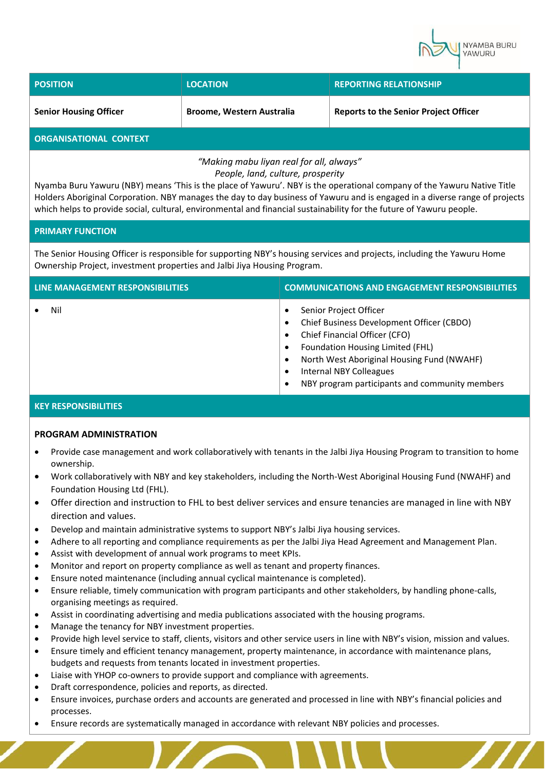| POSITION | LOCATION | REPORTING RELATIONSHIP |
|---|---|---|
| **Senior Housing Officer** | **Broome, Western Australia** | **Reports to the Senior Project Officer** |

## ORGANISATIONAL CONTEXT

*"Making mabu liyan real for all, always"*
*People, land, culture, prosperity*

Nyamba Buru Yawuru (NBY) means 'This is the place of Yawuru'. NBY is the operational company of the Yawuru Native Title Holders Aboriginal Corporation. NBY manages the day to day business of Yawuru and is engaged in a diverse range of projects which helps to provide social, cultural, environmental and financial sustainability for the future of Yawuru people.

## PRIMARY FUNCTION

The Senior Housing Officer is responsible for supporting NBY's housing services and projects, including the Yawuru Home Ownership Project, investment properties and Jalbi Jiya Housing Program.

| LINE MANAGEMENT RESPONSIBILITIES | COMMUNICATIONS AND ENGAGEMENT RESPONSIBILITIES |
|---|---|
| • Nil | • Senior Project Officer<br>• Chief Business Development Officer (CBDO)<br>• Chief Financial Officer (CFO)<br>• Foundation Housing Limited (FHL)<br>• North West Aboriginal Housing Fund (NWAHF)<br>• Internal NBY Colleagues<br>• NBY program participants and community members |

## KEY RESPONSIBILITIES

### PROGRAM ADMINISTRATION

- Provide case management and work collaboratively with tenants in the Jalbi Jiya Housing Program to transition to home ownership.
- Work collaboratively with NBY and key stakeholders, including the North-West Aboriginal Housing Fund (NWAHF) and Foundation Housing Ltd (FHL).
- Offer direction and instruction to FHL to best deliver services and ensure tenancies are managed in line with NBY direction and values.
- Develop and maintain administrative systems to support NBY's Jalbi Jiya housing services.
- Adhere to all reporting and compliance requirements as per the Jalbi Jiya Head Agreement and Management Plan.
- Assist with development of annual work programs to meet KPIs.
- Monitor and report on property compliance as well as tenant and property finances.
- Ensure noted maintenance (including annual cyclical maintenance is completed).
- Ensure reliable, timely communication with program participants and other stakeholders, by handling phone-calls, organising meetings as required.
- Assist in coordinating advertising and media publications associated with the housing programs.
- Manage the tenancy for NBY investment properties.
- Provide high level service to staff, clients, visitors and other service users in line with NBY's vision, mission and values.
- Ensure timely and efficient tenancy management, property maintenance, in accordance with maintenance plans, budgets and requests from tenants located in investment properties.
- Liaise with YHOP co-owners to provide support and compliance with agreements.
- Draft correspondence, policies and reports, as directed.
- Ensure invoices, purchase orders and accounts are generated and processed in line with NBY's financial policies and processes.
- Ensure records are systematically managed in accordance with relevant NBY policies and processes.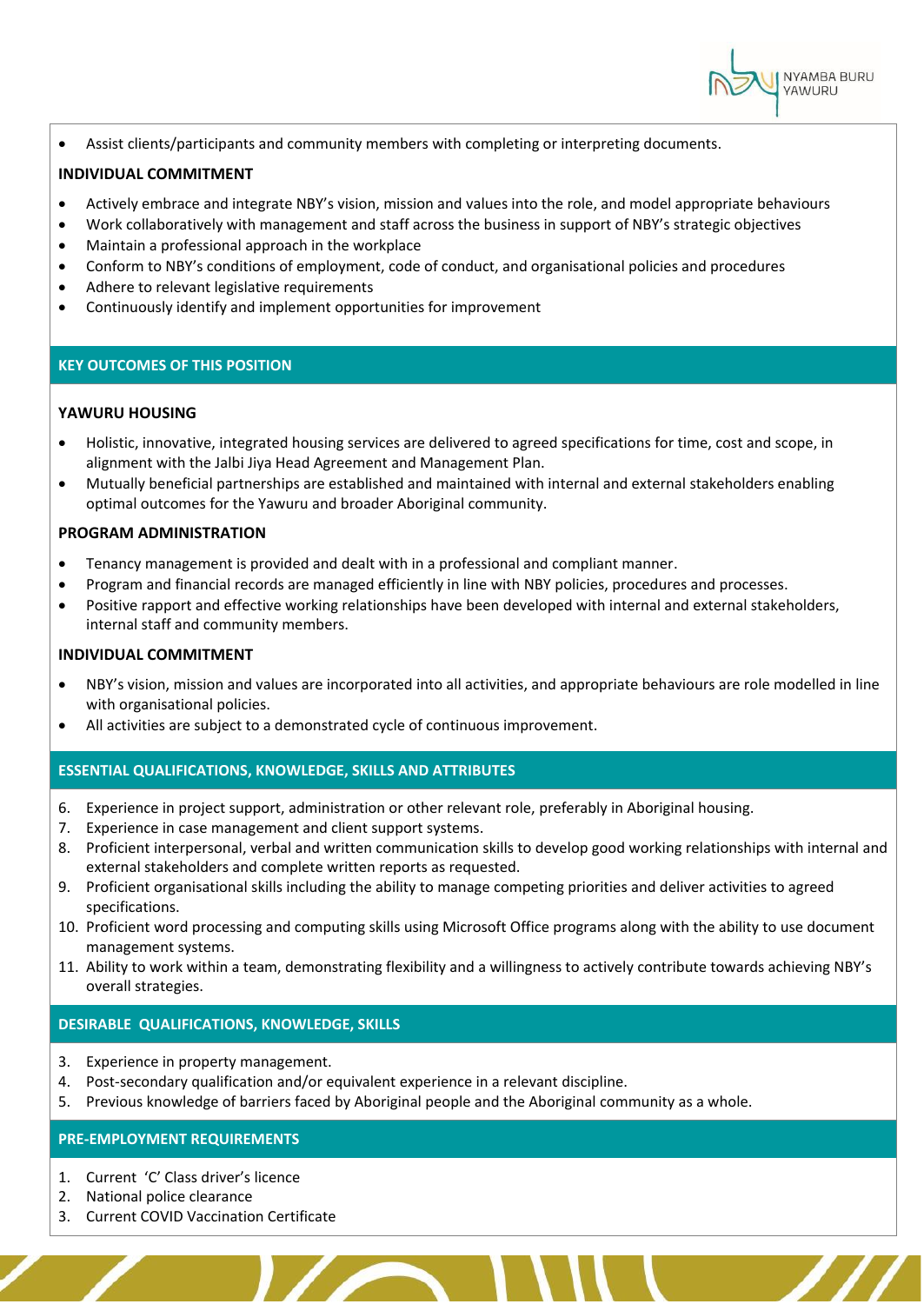- Assist clients/participants and community members with completing or interpreting documents.

**INDIVIDUAL COMMITMENT**

- Actively embrace and integrate NBY's vision, mission and values into the role, and model appropriate behaviours
- Work collaboratively with management and staff across the business in support of NBY's strategic objectives
- Maintain a professional approach in the workplace
- Conform to NBY's conditions of employment, code of conduct, and organisational policies and procedures
- Adhere to relevant legislative requirements
- Continuously identify and implement opportunities for improvement

## KEY OUTCOMES OF THIS POSITION

**YAWURU HOUSING**

- Holistic, innovative, integrated housing services are delivered to agreed specifications for time, cost and scope, in alignment with the Jalbi Jiya Head Agreement and Management Plan.
- Mutually beneficial partnerships are established and maintained with internal and external stakeholders enabling optimal outcomes for the Yawuru and broader Aboriginal community.

**PROGRAM ADMINISTRATION**

- Tenancy management is provided and dealt with in a professional and compliant manner.
- Program and financial records are managed efficiently in line with NBY policies, procedures and processes.
- Positive rapport and effective working relationships have been developed with internal and external stakeholders, internal staff and community members.

**INDIVIDUAL COMMITMENT**

- NBY's vision, mission and values are incorporated into all activities, and appropriate behaviours are role modelled in line with organisational policies.
- All activities are subject to a demonstrated cycle of continuous improvement.

## ESSENTIAL QUALIFICATIONS, KNOWLEDGE, SKILLS AND ATTRIBUTES

6. Experience in project support, administration or other relevant role, preferably in Aboriginal housing.
7. Experience in case management and client support systems.
8. Proficient interpersonal, verbal and written communication skills to develop good working relationships with internal and external stakeholders and complete written reports as requested.
9. Proficient organisational skills including the ability to manage competing priorities and deliver activities to agreed specifications.
10. Proficient word processing and computing skills using Microsoft Office programs along with the ability to use document management systems.
11. Ability to work within a team, demonstrating flexibility and a willingness to actively contribute towards achieving NBY's overall strategies.

## DESIRABLE QUALIFICATIONS, KNOWLEDGE, SKILLS

3. Experience in property management.
4. Post-secondary qualification and/or equivalent experience in a relevant discipline.
5. Previous knowledge of barriers faced by Aboriginal people and the Aboriginal community as a whole.

## PRE-EMPLOYMENT REQUIREMENTS

1. Current 'C' Class driver's licence
2. National police clearance
3. Current COVID Vaccination Certificate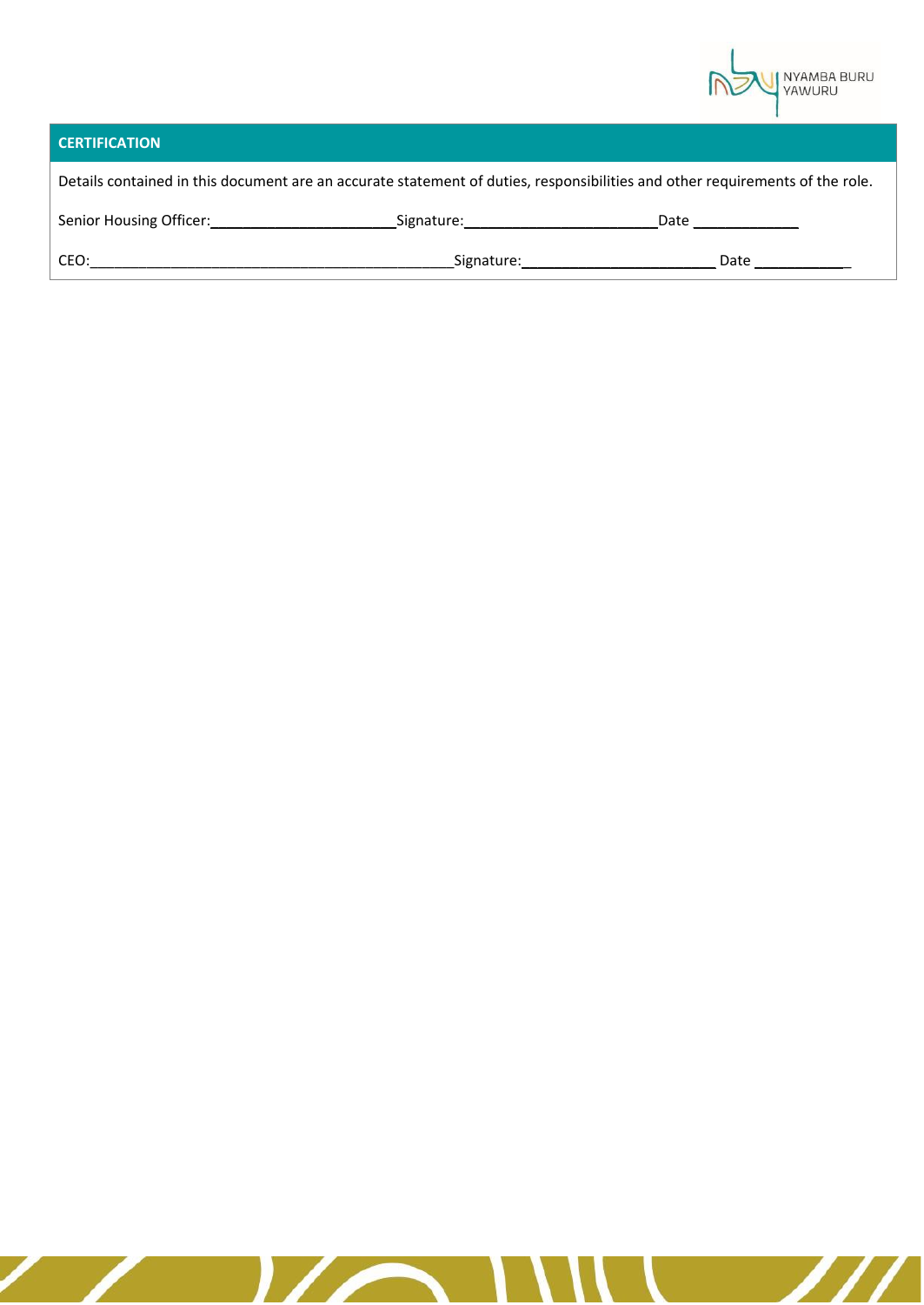## CERTIFICATION

Details contained in this document are an accurate statement of duties, responsibilities and other requirements of the role.

Senior Housing Officer:______________________ Signature:________________________ Date _____________

CEO:_____________________________________________ Signature:________________________ Date ____________